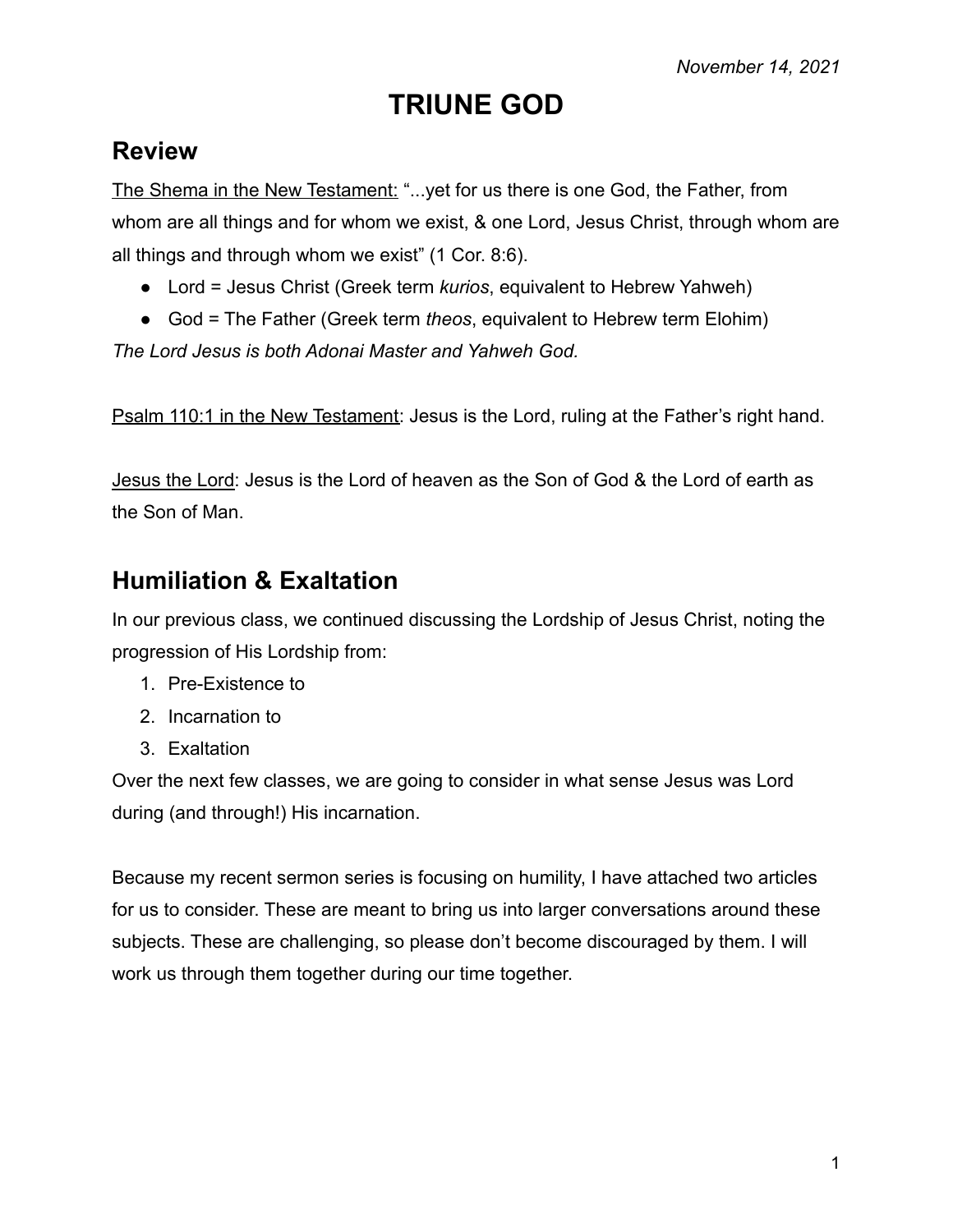*November 14, 2021*

# TRIUNE GOD

## Review

The Shema in the New Testament: "...yet for us there is one God, the Father, from whom are all things and for whom we exist, & one Lord, Jesus Christ, through whom are all things and through whom we exist" (1 Cor. 8:6).

- Lord = Jesus Christ (Greek term *kurios*, equivalent to Hebrew Yahweh)
- God = The Father (Greek term *theos*, equivalent to Hebrew term Elohim)

*The Lord Jesus is both Adonai Master and Yahweh God.*

Psalm 110:1 in the New Testament: Jesus is the Lord, ruling at the Father's right hand.

Jesus the Lord: Jesus is the Lord of heaven as the Son of God & the Lord of earth as the Son of Man.

## Humiliation & Exaltation

In our previous class, we continued discussing the Lordship of Jesus Christ, noting the progression of His Lordship from:

1. Pre-Existence to
2. Incarnation to
3. Exaltation

Over the next few classes, we are going to consider in what sense Jesus was Lord during (and through!) His incarnation.

Because my recent sermon series is focusing on humility, I have attached two articles for us to consider. These are meant to bring us into larger conversations around these subjects. These are challenging, so please don't become discouraged by them. I will work us through them together during our time together.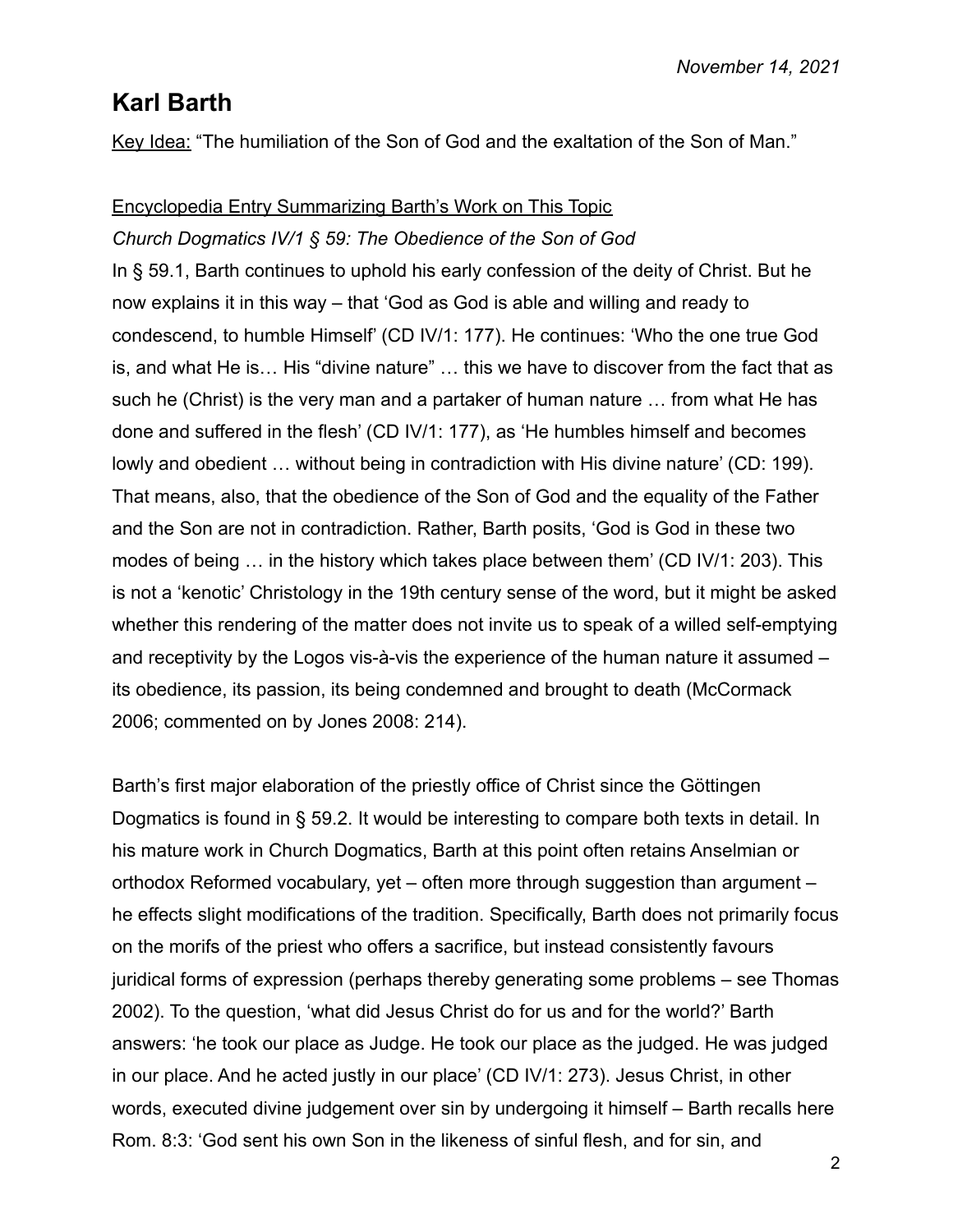*November 14, 2021*

## Karl Barth

Key Idea: "The humiliation of the Son of God and the exaltation of the Son of Man."

Encyclopedia Entry Summarizing Barth's Work on This Topic

*Church Dogmatics IV/1 § 59: The Obedience of the Son of God*

In § 59.1, Barth continues to uphold his early confession of the deity of Christ. But he now explains it in this way – that 'God as God is able and willing and ready to condescend, to humble Himself' (CD IV/1: 177). He continues: 'Who the one true God is, and what He is… His "divine nature" … this we have to discover from the fact that as such he (Christ) is the very man and a partaker of human nature … from what He has done and suffered in the flesh' (CD IV/1: 177), as 'He humbles himself and becomes lowly and obedient … without being in contradiction with His divine nature' (CD: 199). That means, also, that the obedience of the Son of God and the equality of the Father and the Son are not in contradiction. Rather, Barth posits, 'God is God in these two modes of being … in the history which takes place between them' (CD IV/1: 203). This is not a 'kenotic' Christology in the 19th century sense of the word, but it might be asked whether this rendering of the matter does not invite us to speak of a willed self-emptying and receptivity by the Logos vis-à-vis the experience of the human nature it assumed – its obedience, its passion, its being condemned and brought to death (McCormack 2006; commented on by Jones 2008: 214).

Barth's first major elaboration of the priestly office of Christ since the Göttingen Dogmatics is found in § 59.2. It would be interesting to compare both texts in detail. In his mature work in Church Dogmatics, Barth at this point often retains Anselmian or orthodox Reformed vocabulary, yet – often more through suggestion than argument – he effects slight modifications of the tradition. Specifically, Barth does not primarily focus on the morifs of the priest who offers a sacrifice, but instead consistently favours juridical forms of expression (perhaps thereby generating some problems – see Thomas 2002). To the question, 'what did Jesus Christ do for us and for the world?' Barth answers: 'he took our place as Judge. He took our place as the judged. He was judged in our place. And he acted justly in our place' (CD IV/1: 273). Jesus Christ, in other words, executed divine judgement over sin by undergoing it himself – Barth recalls here Rom. 8:3: 'God sent his own Son in the likeness of sinful flesh, and for sin, and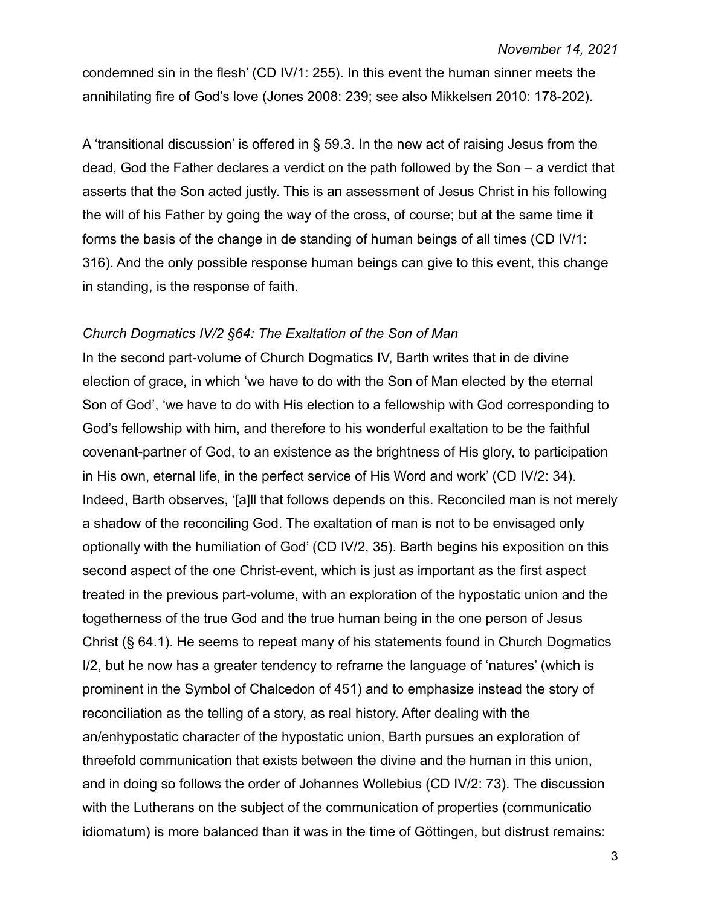condemned sin in the flesh' (CD IV/1: 255). In this event the human sinner meets the annihilating fire of God's love (Jones 2008: 239; see also Mikkelsen 2010: 178-202).

A 'transitional discussion' is offered in § 59.3. In the new act of raising Jesus from the dead, God the Father declares a verdict on the path followed by the Son – a verdict that asserts that the Son acted justly. This is an assessment of Jesus Christ in his following the will of his Father by going the way of the cross, of course; but at the same time it forms the basis of the change in de standing of human beings of all times (CD IV/1: 316). And the only possible response human beings can give to this event, this change in standing, is the response of faith.

*Church Dogmatics IV/2 §64: The Exaltation of the Son of Man*

In the second part-volume of Church Dogmatics IV, Barth writes that in de divine election of grace, in which 'we have to do with the Son of Man elected by the eternal Son of God', 'we have to do with His election to a fellowship with God corresponding to God's fellowship with him, and therefore to his wonderful exaltation to be the faithful covenant-partner of God, to an existence as the brightness of His glory, to participation in His own, eternal life, in the perfect service of His Word and work' (CD IV/2: 34). Indeed, Barth observes, '[a]ll that follows depends on this. Reconciled man is not merely a shadow of the reconciling God. The exaltation of man is not to be envisaged only optionally with the humiliation of God' (CD IV/2, 35). Barth begins his exposition on this second aspect of the one Christ-event, which is just as important as the first aspect treated in the previous part-volume, with an exploration of the hypostatic union and the togetherness of the true God and the true human being in the one person of Jesus Christ (§ 64.1). He seems to repeat many of his statements found in Church Dogmatics I/2, but he now has a greater tendency to reframe the language of 'natures' (which is prominent in the Symbol of Chalcedon of 451) and to emphasize instead the story of reconciliation as the telling of a story, as real history. After dealing with the an/enhypostatic character of the hypostatic union, Barth pursues an exploration of threefold communication that exists between the divine and the human in this union, and in doing so follows the order of Johannes Wollebius (CD IV/2: 73). The discussion with the Lutherans on the subject of the communication of properties (communicatio idiomatum) is more balanced than it was in the time of Göttingen, but distrust remains: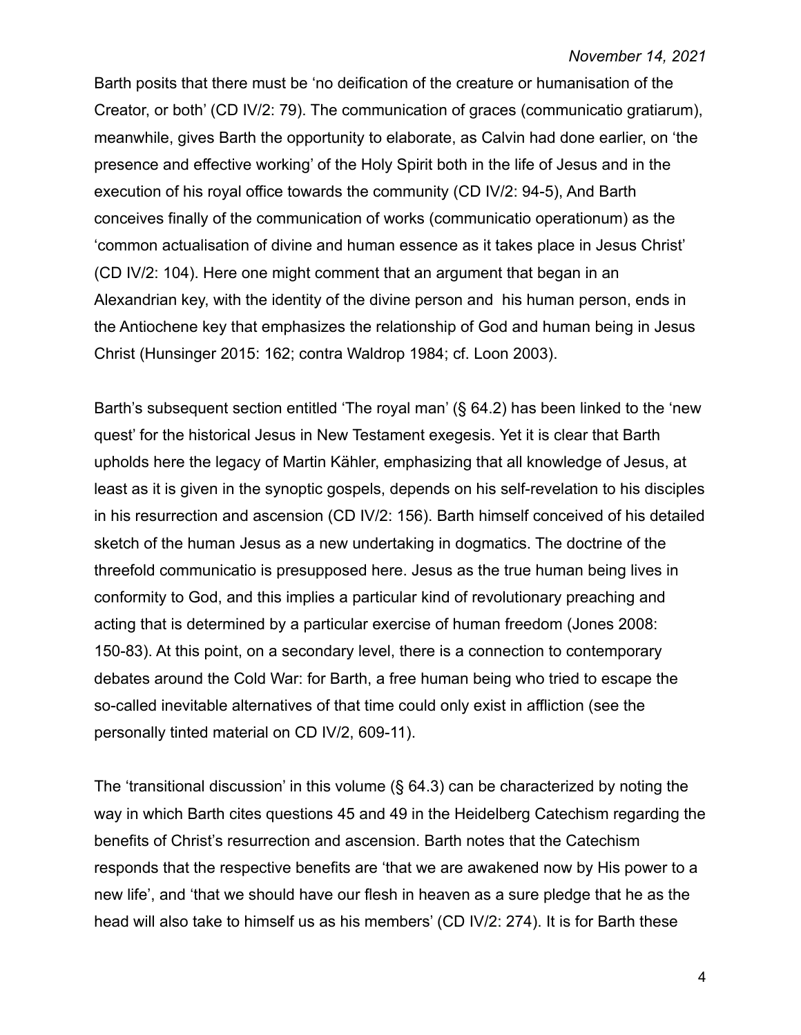Barth posits that there must be 'no deification of the creature or humanisation of the Creator, or both' (CD IV/2: 79). The communication of graces (communicatio gratiarum), meanwhile, gives Barth the opportunity to elaborate, as Calvin had done earlier, on 'the presence and effective working' of the Holy Spirit both in the life of Jesus and in the execution of his royal office towards the community (CD IV/2: 94-5), And Barth conceives finally of the communication of works (communicatio operationum) as the 'common actualisation of divine and human essence as it takes place in Jesus Christ' (CD IV/2: 104). Here one might comment that an argument that began in an Alexandrian key, with the identity of the divine person and his human person, ends in the Antiochene key that emphasizes the relationship of God and human being in Jesus Christ (Hunsinger 2015: 162; contra Waldrop 1984; cf. Loon 2003).

Barth's subsequent section entitled 'The royal man' (§ 64.2) has been linked to the 'new quest' for the historical Jesus in New Testament exegesis. Yet it is clear that Barth upholds here the legacy of Martin Kähler, emphasizing that all knowledge of Jesus, at least as it is given in the synoptic gospels, depends on his self-revelation to his disciples in his resurrection and ascension (CD IV/2: 156). Barth himself conceived of his detailed sketch of the human Jesus as a new undertaking in dogmatics. The doctrine of the threefold communicatio is presupposed here. Jesus as the true human being lives in conformity to God, and this implies a particular kind of revolutionary preaching and acting that is determined by a particular exercise of human freedom (Jones 2008: 150-83). At this point, on a secondary level, there is a connection to contemporary debates around the Cold War: for Barth, a free human being who tried to escape the so-called inevitable alternatives of that time could only exist in affliction (see the personally tinted material on CD IV/2, 609-11).

The 'transitional discussion' in this volume (§ 64.3) can be characterized by noting the way in which Barth cites questions 45 and 49 in the Heidelberg Catechism regarding the benefits of Christ's resurrection and ascension. Barth notes that the Catechism responds that the respective benefits are 'that we are awakened now by His power to a new life', and 'that we should have our flesh in heaven as a sure pledge that he as the head will also take to himself us as his members' (CD IV/2: 274). It is for Barth these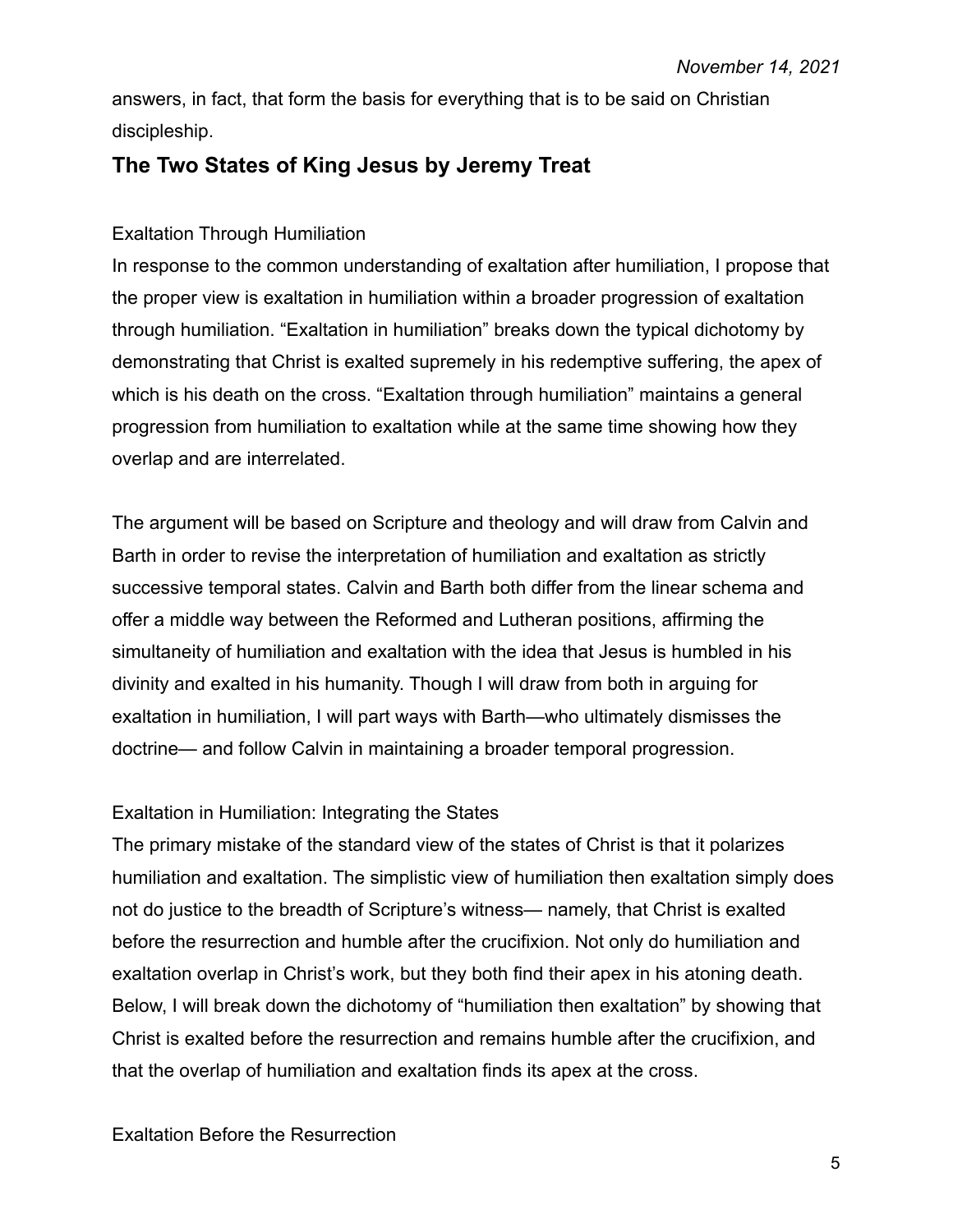answers, in fact, that form the basis for everything that is to be said on Christian discipleship.

## The Two States of King Jesus by Jeremy Treat

Exaltation Through Humiliation

In response to the common understanding of exaltation after humiliation, I propose that the proper view is exaltation in humiliation within a broader progression of exaltation through humiliation. “Exaltation in humiliation” breaks down the typical dichotomy by demonstrating that Christ is exalted supremely in his redemptive suffering, the apex of which is his death on the cross. “Exaltation through humiliation” maintains a general progression from humiliation to exaltation while at the same time showing how they overlap and are interrelated.

The argument will be based on Scripture and theology and will draw from Calvin and Barth in order to revise the interpretation of humiliation and exaltation as strictly successive temporal states. Calvin and Barth both differ from the linear schema and offer a middle way between the Reformed and Lutheran positions, affirming the simultaneity of humiliation and exaltation with the idea that Jesus is humbled in his divinity and exalted in his humanity. Though I will draw from both in arguing for exaltation in humiliation, I will part ways with Barth—who ultimately dismisses the doctrine— and follow Calvin in maintaining a broader temporal progression.

Exaltation in Humiliation: Integrating the States

The primary mistake of the standard view of the states of Christ is that it polarizes humiliation and exaltation. The simplistic view of humiliation then exaltation simply does not do justice to the breadth of Scripture’s witness— namely, that Christ is exalted before the resurrection and humble after the crucifixion. Not only do humiliation and exaltation overlap in Christ’s work, but they both find their apex in his atoning death. Below, I will break down the dichotomy of “humiliation then exaltation” by showing that Christ is exalted before the resurrection and remains humble after the crucifixion, and that the overlap of humiliation and exaltation finds its apex at the cross.

Exaltation Before the Resurrection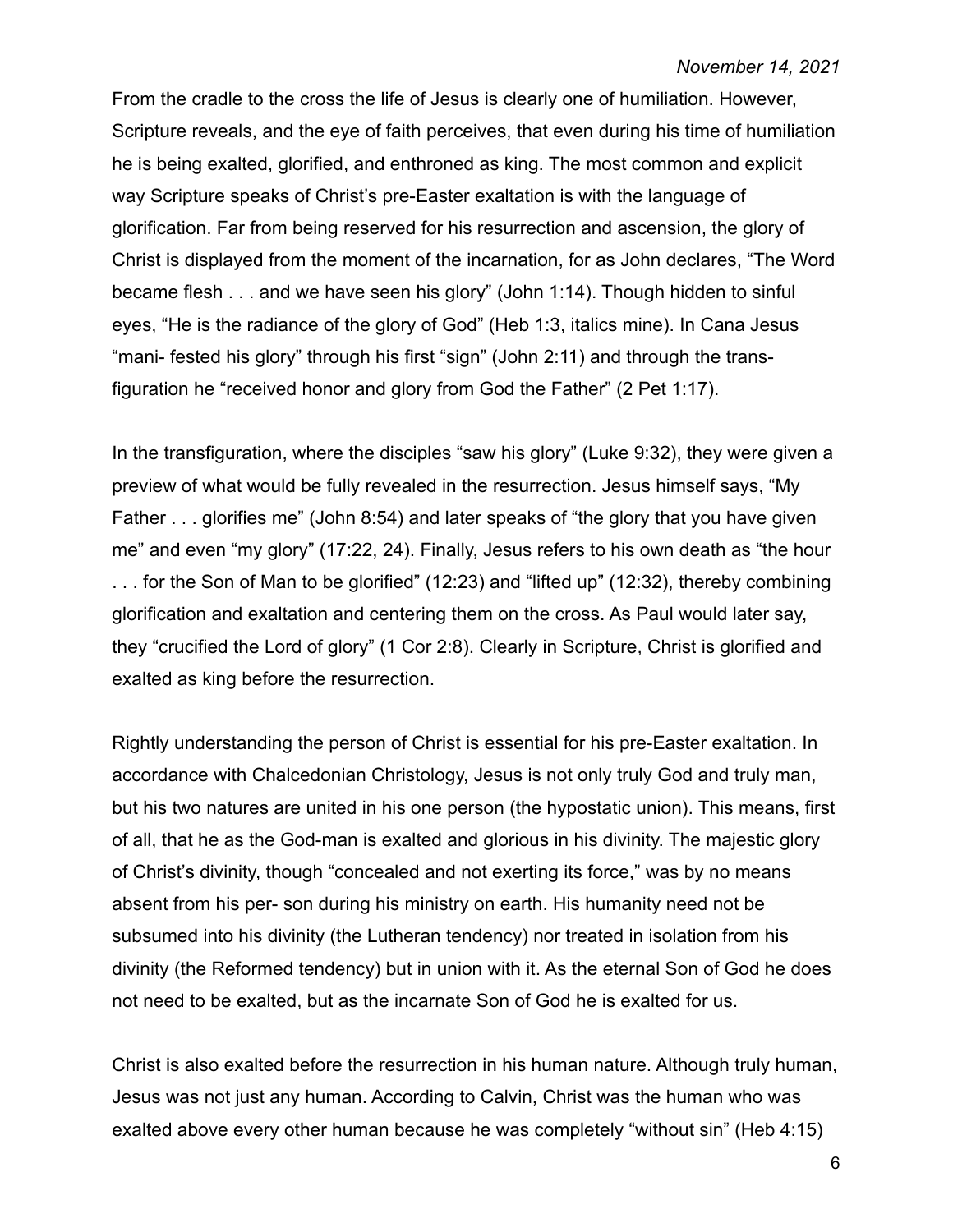*November 14, 2021*

From the cradle to the cross the life of Jesus is clearly one of humiliation. However, Scripture reveals, and the eye of faith perceives, that even during his time of humiliation he is being exalted, glorified, and enthroned as king. The most common and explicit way Scripture speaks of Christ's pre-Easter exaltation is with the language of glorification. Far from being reserved for his resurrection and ascension, the glory of Christ is displayed from the moment of the incarnation, for as John declares, "The Word became flesh . . . and we have seen his glory" (John 1:14). Though hidden to sinful eyes, "He is the radiance of the glory of God" (Heb 1:3, italics mine). In Cana Jesus "mani- fested his glory" through his first "sign" (John 2:11) and through the trans- figuration he "received honor and glory from God the Father" (2 Pet 1:17).

In the transfiguration, where the disciples "saw his glory" (Luke 9:32), they were given a preview of what would be fully revealed in the resurrection. Jesus himself says, "My Father . . . glorifies me" (John 8:54) and later speaks of "the glory that you have given me" and even "my glory" (17:22, 24). Finally, Jesus refers to his own death as "the hour . . . for the Son of Man to be glorified" (12:23) and "lifted up" (12:32), thereby combining glorification and exaltation and centering them on the cross. As Paul would later say, they "crucified the Lord of glory" (1 Cor 2:8). Clearly in Scripture, Christ is glorified and exalted as king before the resurrection.

Rightly understanding the person of Christ is essential for his pre-Easter exaltation. In accordance with Chalcedonian Christology, Jesus is not only truly God and truly man, but his two natures are united in his one person (the hypostatic union). This means, first of all, that he as the God-man is exalted and glorious in his divinity. The majestic glory of Christ's divinity, though "concealed and not exerting its force," was by no means absent from his per- son during his ministry on earth. His humanity need not be subsumed into his divinity (the Lutheran tendency) nor treated in isolation from his divinity (the Reformed tendency) but in union with it. As the eternal Son of God he does not need to be exalted, but as the incarnate Son of God he is exalted for us.

Christ is also exalted before the resurrection in his human nature. Although truly human, Jesus was not just any human. According to Calvin, Christ was the human who was exalted above every other human because he was completely "without sin" (Heb 4:15)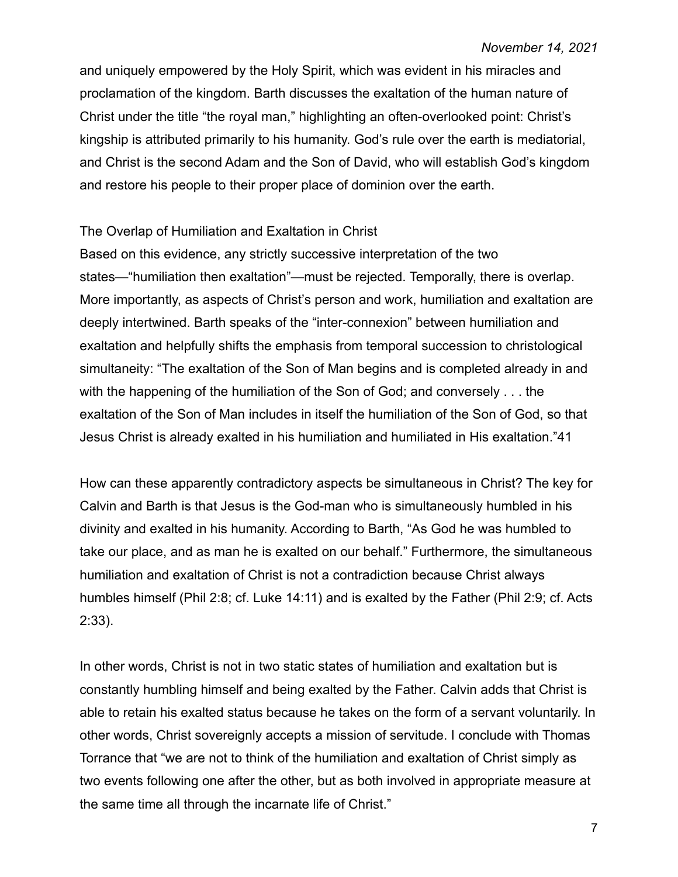and uniquely empowered by the Holy Spirit, which was evident in his miracles and proclamation of the kingdom. Barth discusses the exaltation of the human nature of Christ under the title "the royal man," highlighting an often-overlooked point: Christ's kingship is attributed primarily to his humanity. God's rule over the earth is mediatorial, and Christ is the second Adam and the Son of David, who will establish God's kingdom and restore his people to their proper place of dominion over the earth.

## The Overlap of Humiliation and Exaltation in Christ

Based on this evidence, any strictly successive interpretation of the two states—"humiliation then exaltation"—must be rejected. Temporally, there is overlap. More importantly, as aspects of Christ's person and work, humiliation and exaltation are deeply intertwined. Barth speaks of the "inter-connexion" between humiliation and exaltation and helpfully shifts the emphasis from temporal succession to christological simultaneity: "The exaltation of the Son of Man begins and is completed already in and with the happening of the humiliation of the Son of God; and conversely . . . the exaltation of the Son of Man includes in itself the humiliation of the Son of God, so that Jesus Christ is already exalted in his humiliation and humiliated in His exaltation."41

How can these apparently contradictory aspects be simultaneous in Christ? The key for Calvin and Barth is that Jesus is the God-man who is simultaneously humbled in his divinity and exalted in his humanity. According to Barth, "As God he was humbled to take our place, and as man he is exalted on our behalf." Furthermore, the simultaneous humiliation and exaltation of Christ is not a contradiction because Christ always humbles himself (Phil 2:8; cf. Luke 14:11) and is exalted by the Father (Phil 2:9; cf. Acts 2:33).

In other words, Christ is not in two static states of humiliation and exaltation but is constantly humbling himself and being exalted by the Father. Calvin adds that Christ is able to retain his exalted status because he takes on the form of a servant voluntarily. In other words, Christ sovereignly accepts a mission of servitude. I conclude with Thomas Torrance that "we are not to think of the humiliation and exaltation of Christ simply as two events following one after the other, but as both involved in appropriate measure at the same time all through the incarnate life of Christ."